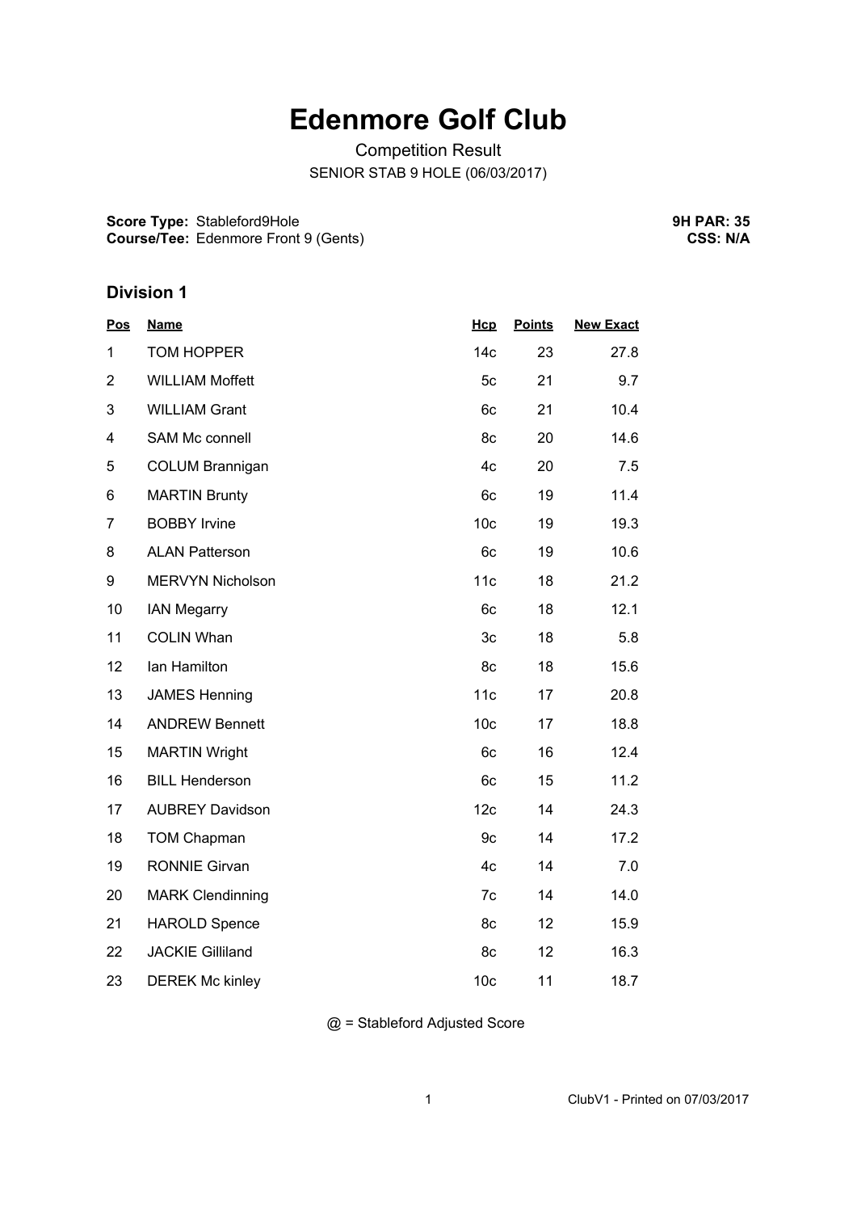# Edenmore Golf Club

Competition Result

SENIOR STAB 9 HOLE (06/03/2017)

**Score Type:** Stableford9Hole
**Course/Tee:** Edenmore Front 9 (Gents)

**9H PAR: 35**
**CSS: N/A**

## Division 1

| Pos | Name | Hcp | Points | New Exact |
|---|---|---|---|---|
| 1 | TOM HOPPER | 14c | 23 | 27.8 |
| 2 | WILLIAM Moffett | 5c | 21 | 9.7 |
| 3 | WILLIAM Grant | 6c | 21 | 10.4 |
| 4 | SAM Mc connell | 8c | 20 | 14.6 |
| 5 | COLUM Brannigan | 4c | 20 | 7.5 |
| 6 | MARTIN Brunty | 6c | 19 | 11.4 |
| 7 | BOBBY Irvine | 10c | 19 | 19.3 |
| 8 | ALAN Patterson | 6c | 19 | 10.6 |
| 9 | MERVYN Nicholson | 11c | 18 | 21.2 |
| 10 | IAN Megarry | 6c | 18 | 12.1 |
| 11 | COLIN Whan | 3c | 18 | 5.8 |
| 12 | Ian Hamilton | 8c | 18 | 15.6 |
| 13 | JAMES Henning | 11c | 17 | 20.8 |
| 14 | ANDREW Bennett | 10c | 17 | 18.8 |
| 15 | MARTIN Wright | 6c | 16 | 12.4 |
| 16 | BILL Henderson | 6c | 15 | 11.2 |
| 17 | AUBREY Davidson | 12c | 14 | 24.3 |
| 18 | TOM Chapman | 9c | 14 | 17.2 |
| 19 | RONNIE Girvan | 4c | 14 | 7.0 |
| 20 | MARK Clendinning | 7c | 14 | 14.0 |
| 21 | HAROLD Spence | 8c | 12 | 15.9 |
| 22 | JACKIE Gilliland | 8c | 12 | 16.3 |
| 23 | DEREK Mc kinley | 10c | 11 | 18.7 |

@ = Stableford Adjusted Score

ClubV1 - Printed on 07/03/2017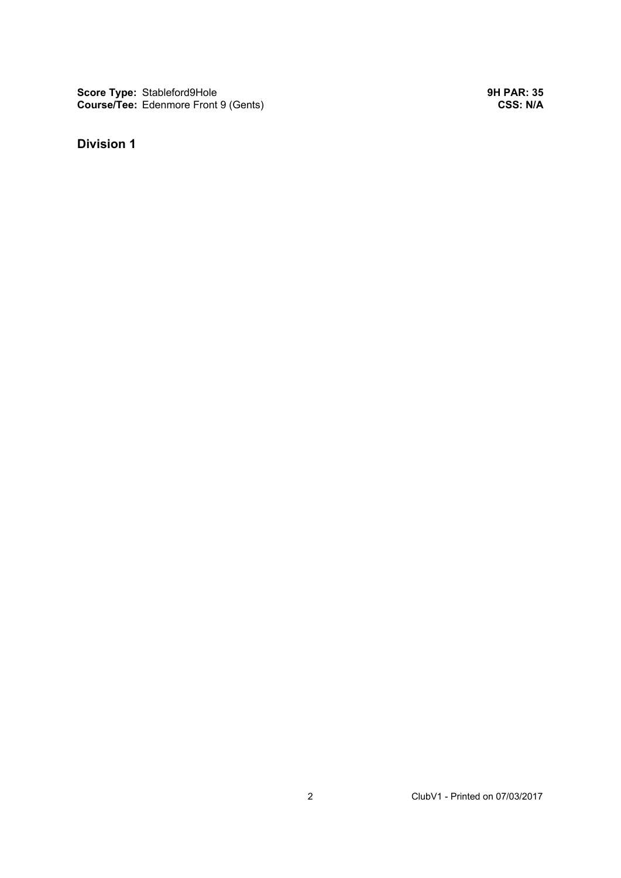**Score Type:** Stableford9Hole **9H PAR: 35**
**Course/Tee:** Edenmore Front 9 (Gents) **CSS: N/A**

## Division 1